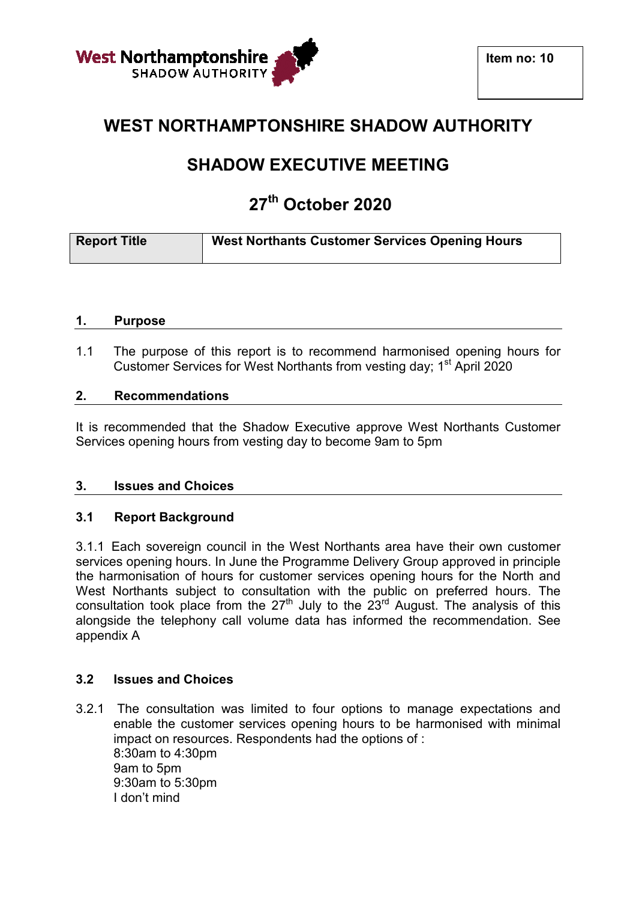**Item no: 10**

# WEST NORTHAMPTONSHIRE SHADOW AUTHORITY

# SHADOW EXECUTIVE MEETING

# 27th October 2020

| Report Title | West Northants Customer Services Opening Hours |
|---|---|

## 1. Purpose

1.1 The purpose of this report is to recommend harmonised opening hours for Customer Services for West Northants from vesting day; 1st April 2020

## 2. Recommendations

It is recommended that the Shadow Executive approve West Northants Customer Services opening hours from vesting day to become 9am to 5pm

## 3. Issues and Choices

### 3.1 Report Background

3.1.1 Each sovereign council in the West Northants area have their own customer services opening hours. In June the Programme Delivery Group approved in principle the harmonisation of hours for customer services opening hours for the North and West Northants subject to consultation with the public on preferred hours. The consultation took place from the 27th July to the 23rd August. The analysis of this alongside the telephony call volume data has informed the recommendation. See appendix A

### 3.2 Issues and Choices

3.2.1 The consultation was limited to four options to manage expectations and enable the customer services opening hours to be harmonised with minimal impact on resources. Respondents had the options of :
8:30am to 4:30pm
9am to 5pm
9:30am to 5:30pm
I don't mind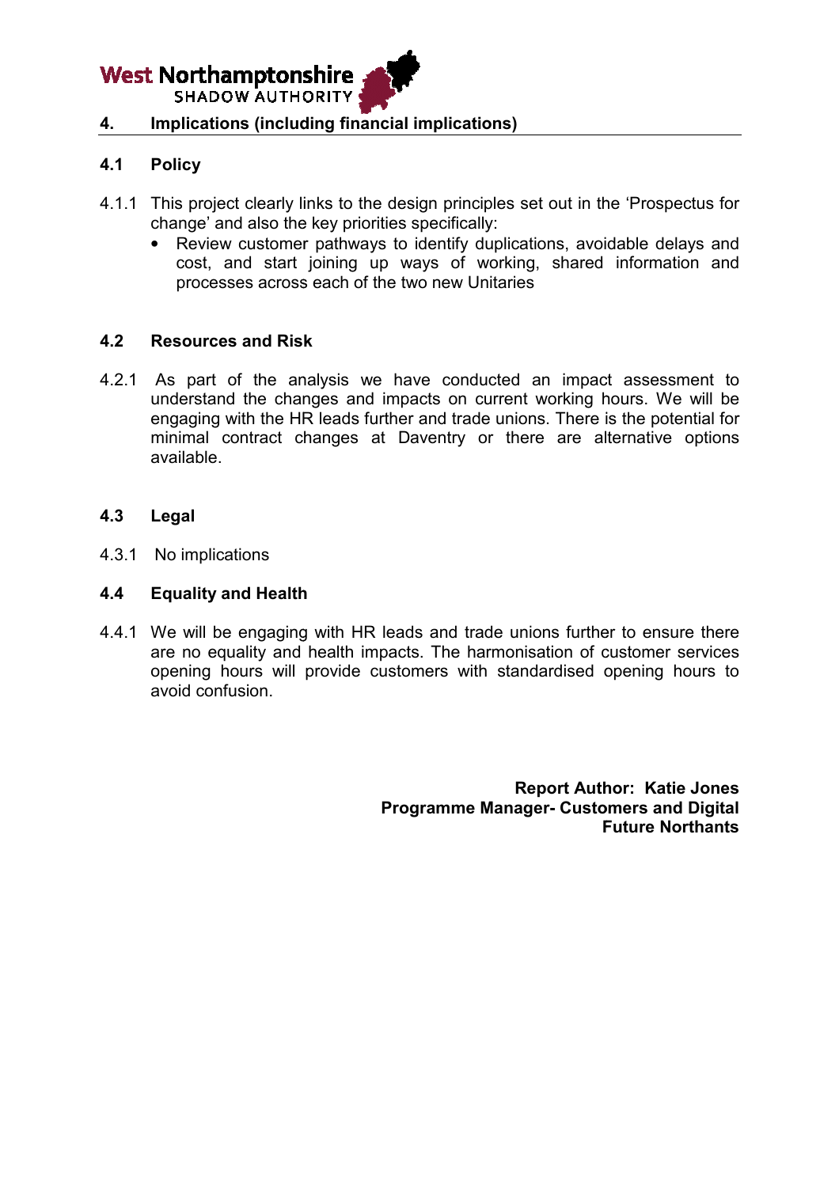## 4. Implications (including financial implications)

### 4.1 Policy

4.1.1 This project clearly links to the design principles set out in the 'Prospectus for change' and also the key priorities specifically:

- Review customer pathways to identify duplications, avoidable delays and cost, and start joining up ways of working, shared information and processes across each of the two new Unitaries

### 4.2 Resources and Risk

4.2.1 As part of the analysis we have conducted an impact assessment to understand the changes and impacts on current working hours. We will be engaging with the HR leads further and trade unions. There is the potential for minimal contract changes at Daventry or there are alternative options available.

### 4.3 Legal

4.3.1 No implications

### 4.4 Equality and Health

4.4.1 We will be engaging with HR leads and trade unions further to ensure there are no equality and health impacts. The harmonisation of customer services opening hours will provide customers with standardised opening hours to avoid confusion.

**Report Author: Katie Jones**
**Programme Manager- Customers and Digital**
**Future Northants**